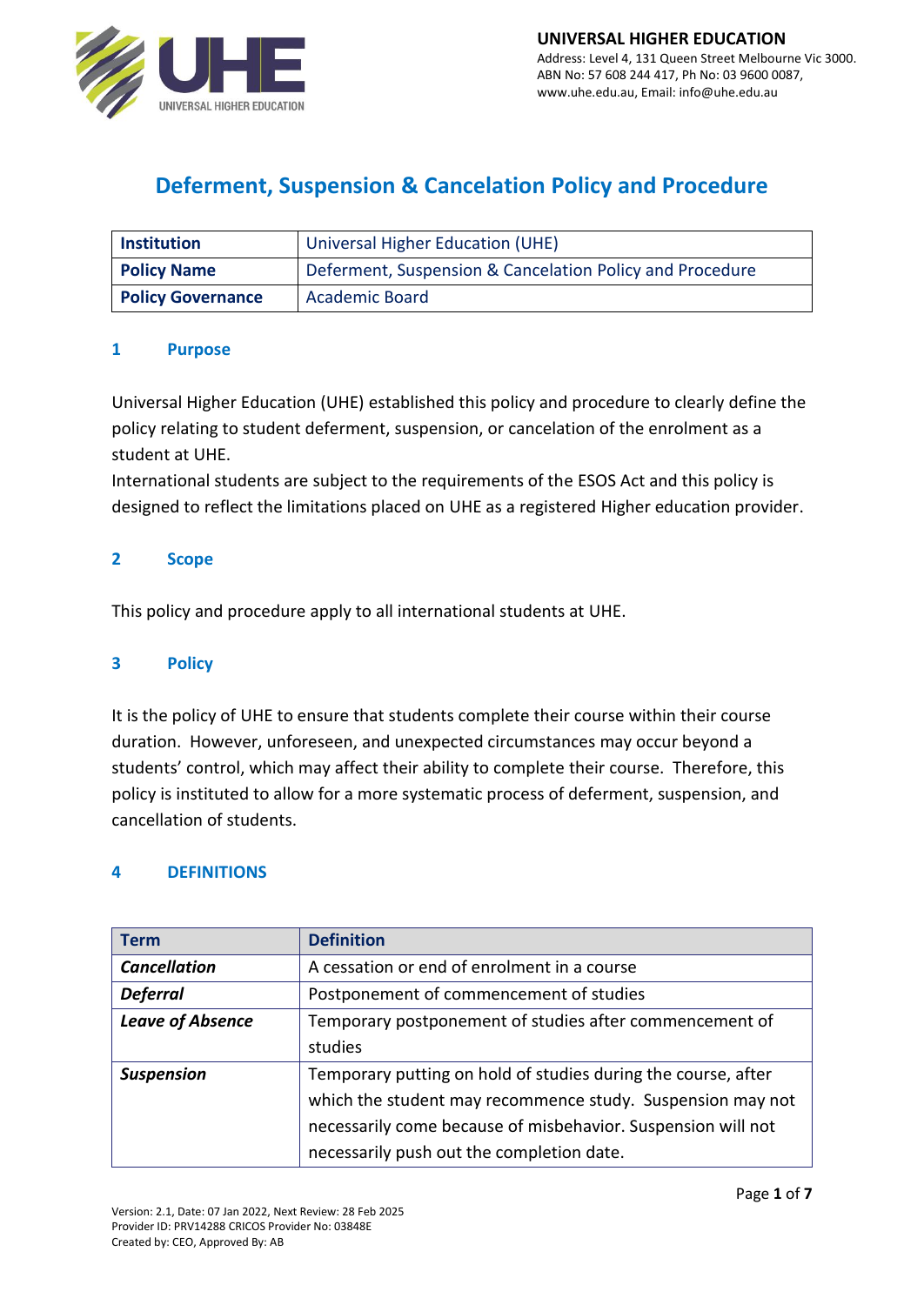UNIVERSAL HIGHER EDUCATION
Address: Level 4, 131 Queen Street Melbourne Vic 3000.
ABN No: 57 608 244 417, Ph No: 03 9600 0087,
www.uhe.edu.au, Email: info@uhe.edu.au

# Deferment, Suspension & Cancelation Policy and Procedure

| **Institution** | Universal Higher Education (UHE) |
|---|---|
| **Policy Name** | Deferment, Suspension & Cancelation Policy and Procedure |
| **Policy Governance** | Academic Board |

## 1 Purpose

Universal Higher Education (UHE) established this policy and procedure to clearly define the policy relating to student deferment, suspension, or cancelation of the enrolment as a student at UHE.
International students are subject to the requirements of the ESOS Act and this policy is designed to reflect the limitations placed on UHE as a registered Higher education provider.

## 2 Scope

This policy and procedure apply to all international students at UHE.

## 3 Policy

It is the policy of UHE to ensure that students complete their course within their course duration. However, unforeseen, and unexpected circumstances may occur beyond a students' control, which may affect their ability to complete their course. Therefore, this policy is instituted to allow for a more systematic process of deferment, suspension, and cancellation of students.

## 4 DEFINITIONS

| Term | Definition |
|---|---|
| ***Cancellation*** | A cessation or end of enrolment in a course |
| ***Deferral*** | Postponement of commencement of studies |
| ***Leave of Absence*** | Temporary postponement of studies after commencement of studies |
| ***Suspension*** | Temporary putting on hold of studies during the course, after which the student may recommence study. Suspension may not necessarily come because of misbehavior. Suspension will not necessarily push out the completion date. |

Version: 2.1, Date: 07 Jan 2022, Next Review: 28 Feb 2025
Provider ID: PRV14288 CRICOS Provider No: 03848E
Created by: CEO, Approved By: AB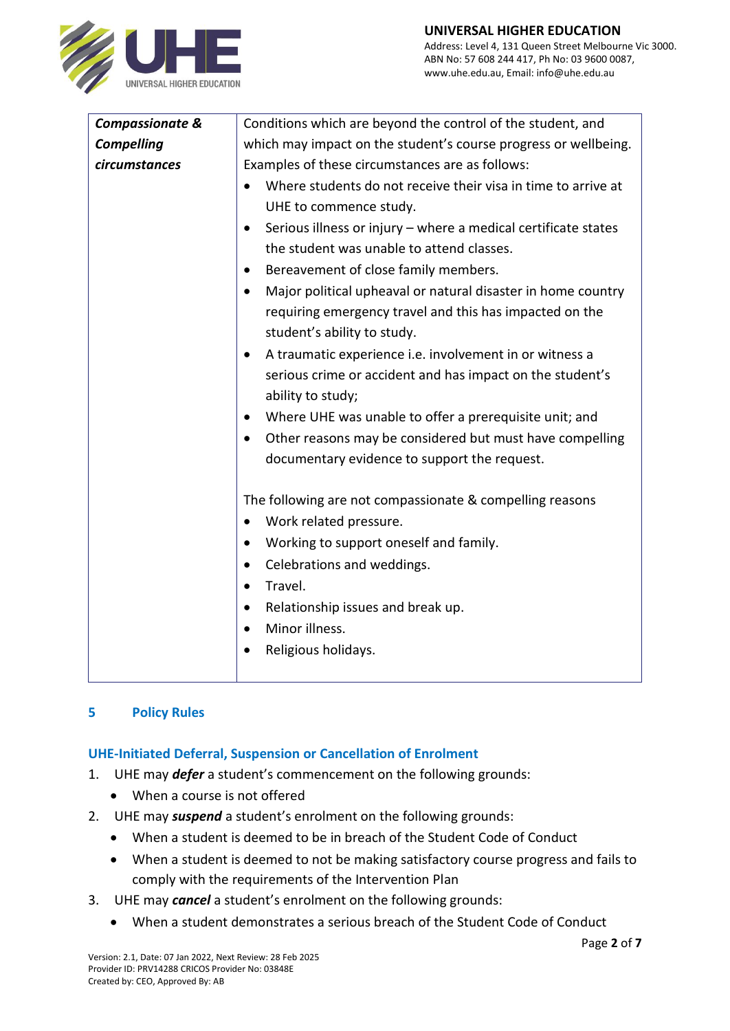| *Compassionate & Compelling circumstances* | Conditions which are beyond the control of the student, and which may impact on the student's course progress or wellbeing. Examples of these circumstances are as follows:<br>• Where students do not receive their visa in time to arrive at UHE to commence study.<br>• Serious illness or injury – where a medical certificate states the student was unable to attend classes.<br>• Bereavement of close family members.<br>• Major political upheaval or natural disaster in home country requiring emergency travel and this has impacted on the student's ability to study.<br>• A traumatic experience i.e. involvement in or witness a serious crime or accident and has impact on the student's ability to study;<br>• Where UHE was unable to offer a prerequisite unit; and<br>• Other reasons may be considered but must have compelling documentary evidence to support the request.<br><br>The following are not compassionate & compelling reasons<br>• Work related pressure.<br>• Working to support oneself and family.<br>• Celebrations and weddings.<br>• Travel.<br>• Relationship issues and break up.<br>• Minor illness.<br>• Religious holidays. |
|---|---|

## 5 Policy Rules

### UHE-Initiated Deferral, Suspension or Cancellation of Enrolment

1. UHE may ***defer*** a student's commencement on the following grounds:
   - When a course is not offered
2. UHE may ***suspend*** a student's enrolment on the following grounds:
   - When a student is deemed to be in breach of the Student Code of Conduct
   - When a student is deemed to not be making satisfactory course progress and fails to comply with the requirements of the Intervention Plan
3. UHE may ***cancel*** a student's enrolment on the following grounds:
   - When a student demonstrates a serious breach of the Student Code of Conduct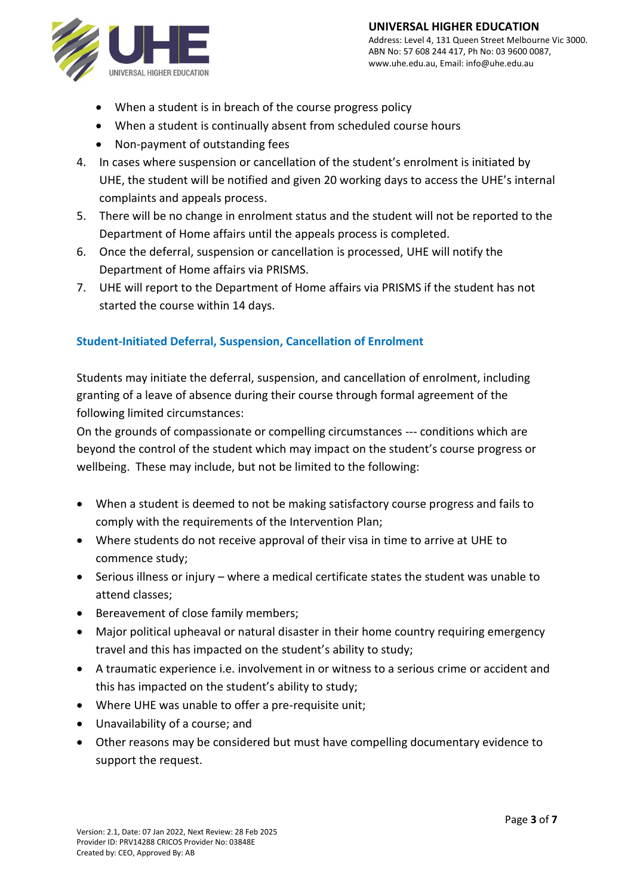- When a student is in breach of the course progress policy
- When a student is continually absent from scheduled course hours
- Non-payment of outstanding fees

4. In cases where suspension or cancellation of the student's enrolment is initiated by UHE, the student will be notified and given 20 working days to access the UHE's internal complaints and appeals process.
5. There will be no change in enrolment status and the student will not be reported to the Department of Home affairs until the appeals process is completed.
6. Once the deferral, suspension or cancellation is processed, UHE will notify the Department of Home affairs via PRISMS.
7. UHE will report to the Department of Home affairs via PRISMS if the student has not started the course within 14 days.

### Student-Initiated Deferral, Suspension, Cancellation of Enrolment

Students may initiate the deferral, suspension, and cancellation of enrolment, including granting of a leave of absence during their course through formal agreement of the following limited circumstances:
On the grounds of compassionate or compelling circumstances --- conditions which are beyond the control of the student which may impact on the student's course progress or wellbeing. These may include, but not be limited to the following:

- When a student is deemed to not be making satisfactory course progress and fails to comply with the requirements of the Intervention Plan;
- Where students do not receive approval of their visa in time to arrive at UHE to commence study;
- Serious illness or injury – where a medical certificate states the student was unable to attend classes;
- Bereavement of close family members;
- Major political upheaval or natural disaster in their home country requiring emergency travel and this has impacted on the student's ability to study;
- A traumatic experience i.e. involvement in or witness to a serious crime or accident and this has impacted on the student's ability to study;
- Where UHE was unable to offer a pre-requisite unit;
- Unavailability of a course; and
- Other reasons may be considered but must have compelling documentary evidence to support the request.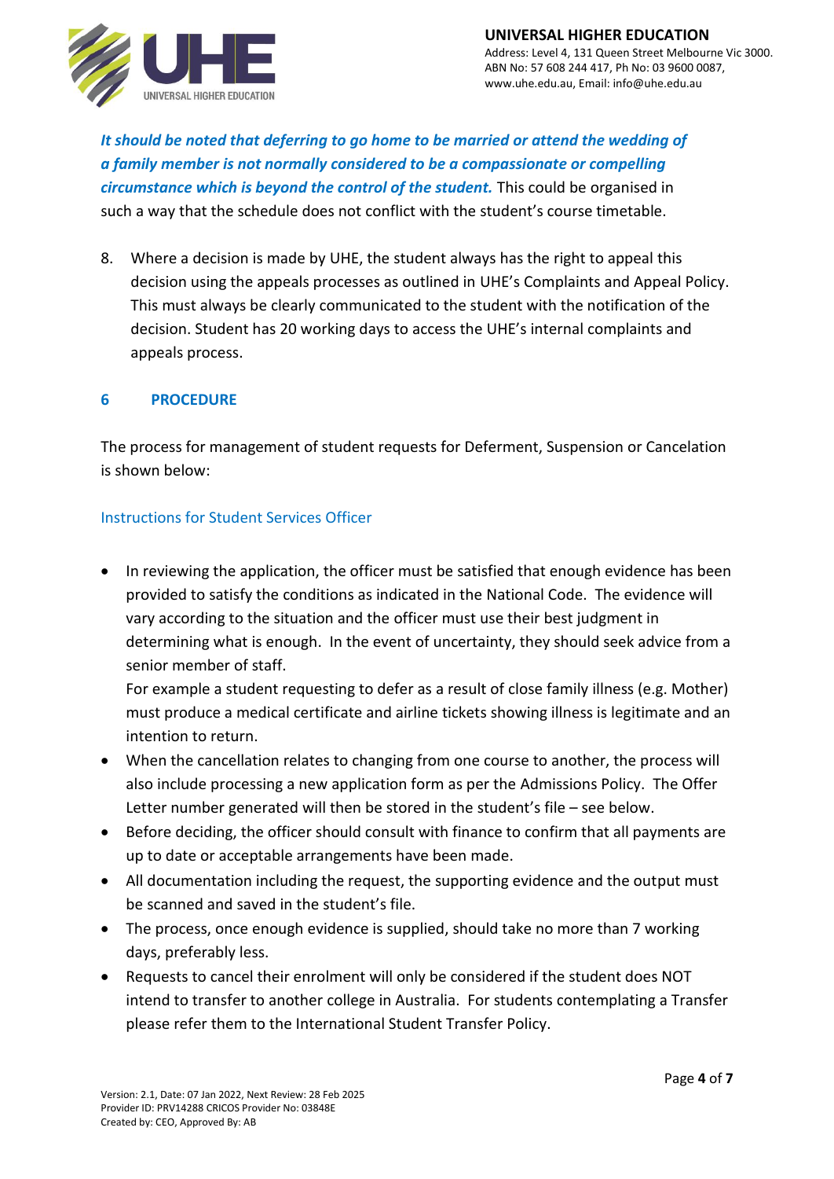***It should be noted that deferring to go home to be married or attend the wedding of a family member is not normally considered to be a compassionate or compelling circumstance which is beyond the control of the student.*** This could be organised in such a way that the schedule does not conflict with the student's course timetable.

8. Where a decision is made by UHE, the student always has the right to appeal this decision using the appeals processes as outlined in UHE's Complaints and Appeal Policy. This must always be clearly communicated to the student with the notification of the decision. Student has 20 working days to access the UHE's internal complaints and appeals process.

## 6 PROCEDURE

The process for management of student requests for Deferment, Suspension or Cancelation is shown below:

### Instructions for Student Services Officer

- In reviewing the application, the officer must be satisfied that enough evidence has been provided to satisfy the conditions as indicated in the National Code. The evidence will vary according to the situation and the officer must use their best judgment in determining what is enough. In the event of uncertainty, they should seek advice from a senior member of staff.
  For example a student requesting to defer as a result of close family illness (e.g. Mother) must produce a medical certificate and airline tickets showing illness is legitimate and an intention to return.
- When the cancellation relates to changing from one course to another, the process will also include processing a new application form as per the Admissions Policy. The Offer Letter number generated will then be stored in the student's file – see below.
- Before deciding, the officer should consult with finance to confirm that all payments are up to date or acceptable arrangements have been made.
- All documentation including the request, the supporting evidence and the output must be scanned and saved in the student's file.
- The process, once enough evidence is supplied, should take no more than 7 working days, preferably less.
- Requests to cancel their enrolment will only be considered if the student does NOT intend to transfer to another college in Australia. For students contemplating a Transfer please refer them to the International Student Transfer Policy.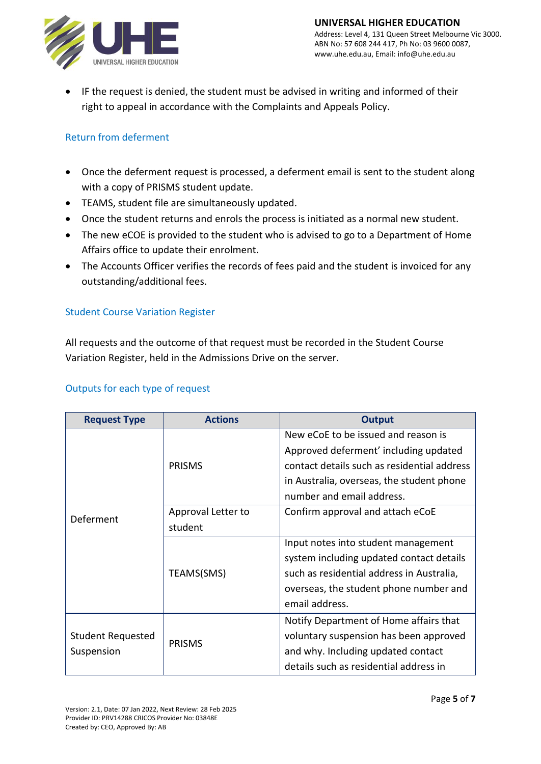- IF the request is denied, the student must be advised in writing and informed of their right to appeal in accordance with the Complaints and Appeals Policy.

### Return from deferment

- Once the deferment request is processed, a deferment email is sent to the student along with a copy of PRISMS student update.
- TEAMS, student file are simultaneously updated.
- Once the student returns and enrols the process is initiated as a normal new student.
- The new eCOE is provided to the student who is advised to go to a Department of Home Affairs office to update their enrolment.
- The Accounts Officer verifies the records of fees paid and the student is invoiced for any outstanding/additional fees.

### Student Course Variation Register

All requests and the outcome of that request must be recorded in the Student Course Variation Register, held in the Admissions Drive on the server.

### Outputs for each type of request

| Request Type | Actions | Output |
|---|---|---|
| Deferment | PRISMS | New eCoE to be issued and reason is Approved deferment' including updated contact details such as residential address in Australia, overseas, the student phone number and email address. |
| | Approval Letter to student | Confirm approval and attach eCoE |
| | TEAMS(SMS) | Input notes into student management system including updated contact details such as residential address in Australia, overseas, the student phone number and email address. |
| Student Requested Suspension | PRISMS | Notify Department of Home affairs that voluntary suspension has been approved and why. Including updated contact details such as residential address in |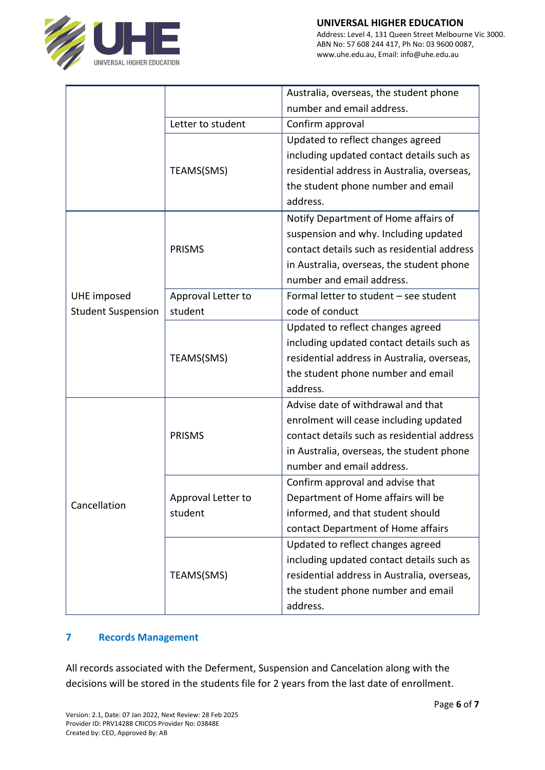| | | |
|---|---|---|
| | | Australia, overseas, the student phone number and email address. |
| | Letter to student | Confirm approval |
| | TEAMS(SMS) | Updated to reflect changes agreed including updated contact details such as residential address in Australia, overseas, the student phone number and email address. |
| UHE imposed Student Suspension | PRISMS | Notify Department of Home affairs of suspension and why. Including updated contact details such as residential address in Australia, overseas, the student phone number and email address. |
| | Approval Letter to student | Formal letter to student – see student code of conduct |
| | TEAMS(SMS) | Updated to reflect changes agreed including updated contact details such as residential address in Australia, overseas, the student phone number and email address. |
| Cancellation | PRISMS | Advise date of withdrawal and that enrolment will cease including updated contact details such as residential address in Australia, overseas, the student phone number and email address. |
| | Approval Letter to student | Confirm approval and advise that Department of Home affairs will be informed, and that student should contact Department of Home affairs |
| | TEAMS(SMS) | Updated to reflect changes agreed including updated contact details such as residential address in Australia, overseas, the student phone number and email address. |

## 7 Records Management

All records associated with the Deferment, Suspension and Cancelation along with the decisions will be stored in the students file for 2 years from the last date of enrollment.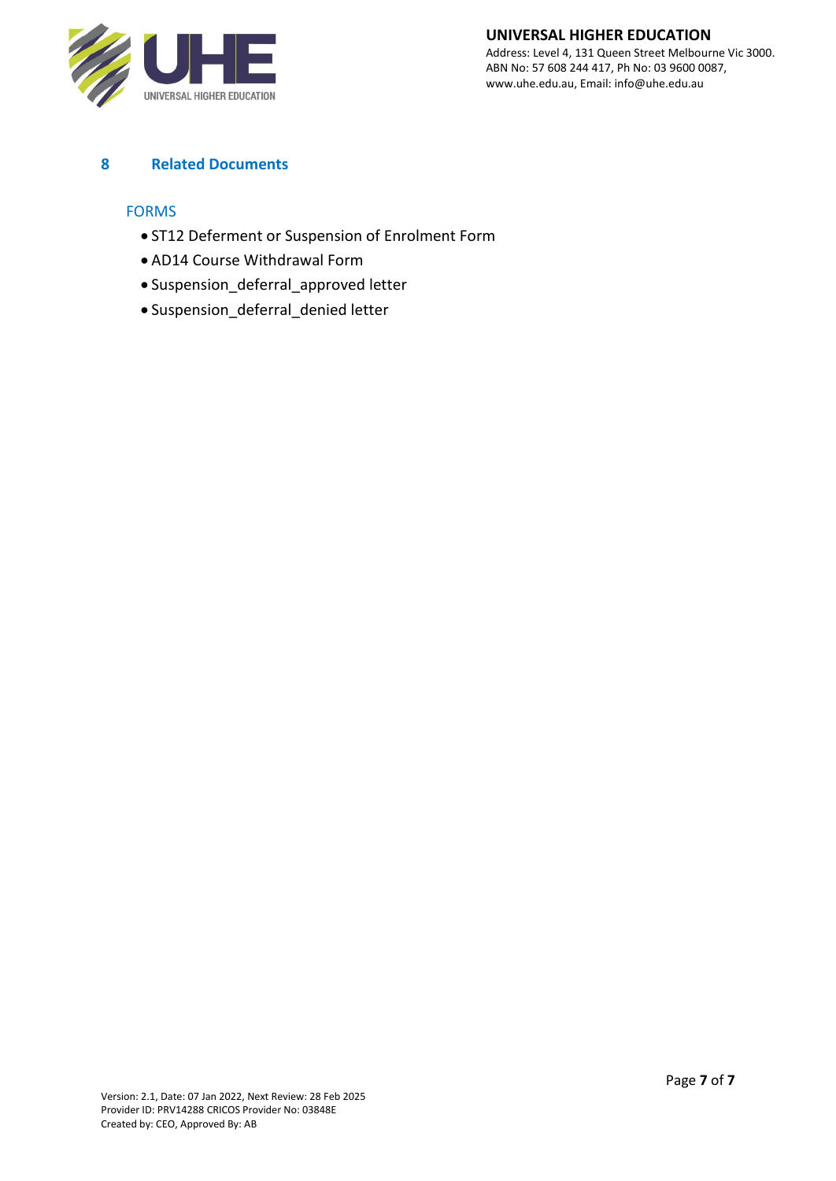## 8 Related Documents

### FORMS

- ST12 Deferment or Suspension of Enrolment Form
- AD14 Course Withdrawal Form
- Suspension_deferral_approved letter
- Suspension_deferral_denied letter